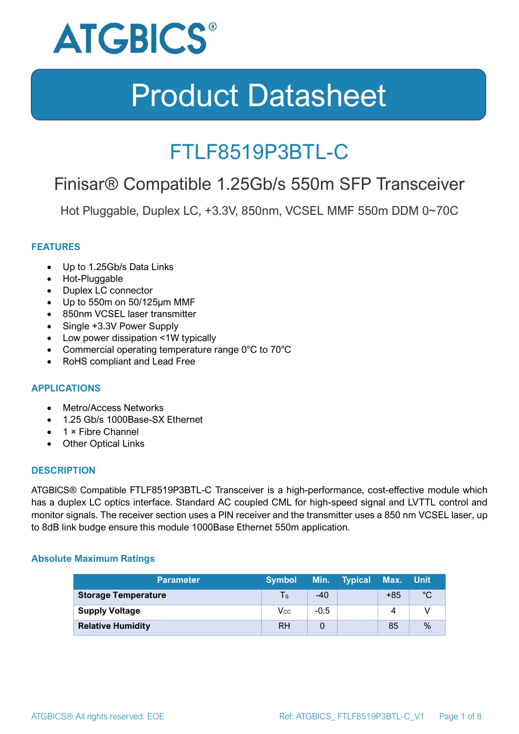# Product Datasheet

## FTLF8519P3BTL-C

### Finisar® Compatible 1.25Gb/s 550m SFP Transceiver

Hot Pluggable, Duplex LC, +3.3V, 850nm, VCSEL MMF 550m DDM 0~70C

### FEATURES

- Up to 1.25Gb/s Data Links
- Hot-Pluggable
- Duplex LC connector
- Up to 550m on 50/125μm MMF
- 850nm VCSEL laser transmitter
- Single +3.3V Power Supply
- Low power dissipation <1W typically
- Commercial operating temperature range 0°C to 70°C
- RoHS compliant and Lead Free

### APPLICATIONS

- Metro/Access Networks
- 1.25 Gb/s 1000Base-SX Ethernet
- 1 × Fibre Channel
- Other Optical Links

### DESCRIPTION

ATGBICS® Compatible FTLF8519P3BTL-C Transceiver is a high-performance, cost-effective module which has a duplex LC optics interface. Standard AC coupled CML for high-speed signal and LVTTL control and monitor signals. The receiver section uses a PIN receiver and the transmitter uses a 850 nm VCSEL laser, up to 8dB link budge ensure this module 1000Base Ethernet 550m application.

#### Absolute Maximum Ratings

| Parameter | Symbol | Min. | Typical | Max. | Unit |
|---|---|---|---|---|---|
| **Storage Temperature** | $T_S$ | -40 | | +85 | °C |
| **Supply Voltage** | $V_{CC}$ | -0.5 | | 4 | V |
| **Relative Humidity** | RH | 0 | | 85 | % |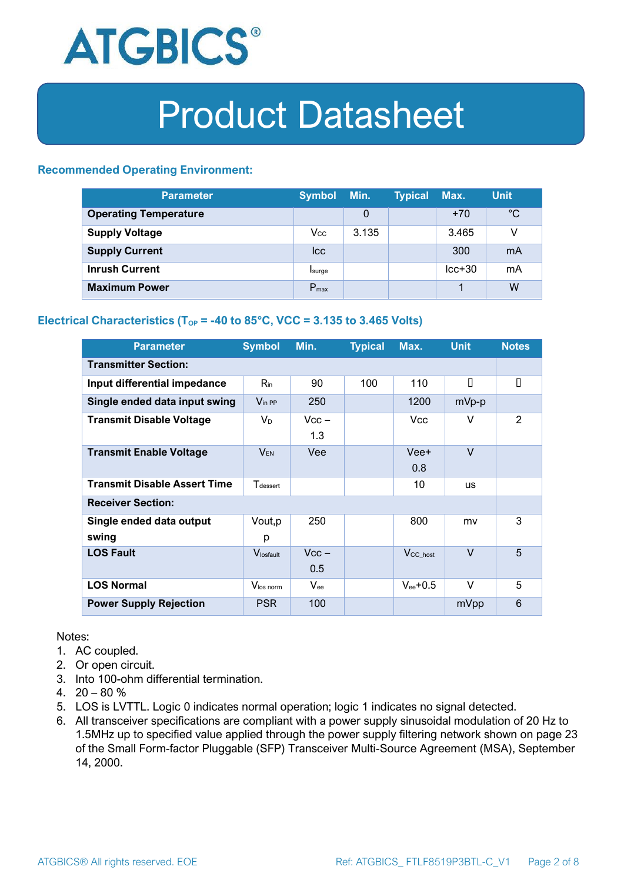### Recommended Operating Environment:

| Parameter | Symbol | Min. | Typical | Max. | Unit |
|---|---|---|---|---|---|
| **Operating Temperature** | | 0 | | +70 | °C |
| **Supply Voltage** | $V_{CC}$ | 3.135 | | 3.465 | V |
| **Supply Current** | Icc | | | 300 | mA |
| **Inrush Current** | $I_{surge}$ | | | Icc+30 | mA |
| **Maximum Power** | $P_{max}$ | | | 1 | W |

### Electrical Characteristics ($T_{OP}$ = -40 to 85°C, VCC = 3.135 to 3.465 Volts)

| Parameter | Symbol | Min. | Typical | Max. | Unit | Notes |
|---|---|---|---|---|---|---|
| **Transmitter Section:** | | | | | | |
| **Input differential impedance** | $R_{in}$ | 90 | 100 | 110 | | |
| **Single ended data input swing** | $V_{in\ PP}$ | 250 | | 1200 | mVp-p | |
| **Transmit Disable Voltage** | $V_D$ | Vcc – 1.3 | | Vcc | V | 2 |
| **Transmit Enable Voltage** | $V_{EN}$ | Vee | | Vee+ 0.8 | V | |
| **Transmit Disable Assert Time** | $T_{dessert}$ | | | 10 | us | |
| **Receiver Section:** | | | | | | |
| **Single ended data output swing** | Vout,p p | 250 | | 800 | mv | 3 |
| **LOS Fault** | $V_{losfault}$ | Vcc – 0.5 | | $V_{CC\_host}$ | V | 5 |
| **LOS Normal** | $V_{los\ norm}$ | $V_{ee}$ | | $V_{ee}$+0.5 | V | 5 |
| **Power Supply Rejection** | PSR | 100 | | | mVpp | 6 |

Notes:

1. AC coupled.
2. Or open circuit.
3. Into 100-ohm differential termination.
4. 20 – 80 %
5. LOS is LVTTL. Logic 0 indicates normal operation; logic 1 indicates no signal detected.
6. All transceiver specifications are compliant with a power supply sinusoidal modulation of 20 Hz to 1.5MHz up to specified value applied through the power supply filtering network shown on page 23 of the Small Form-factor Pluggable (SFP) Transceiver Multi-Source Agreement (MSA), September 14, 2000.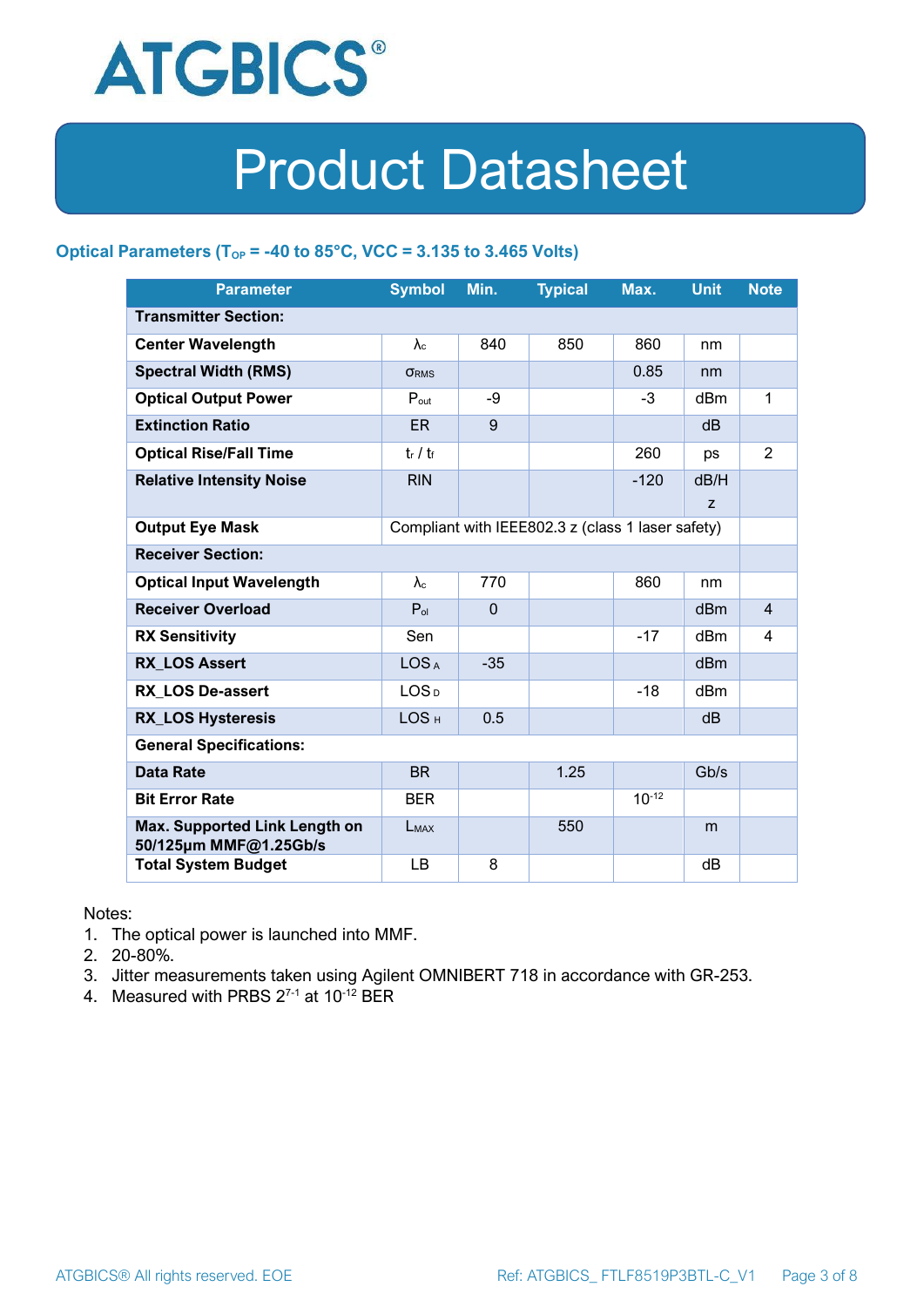## Optical Parameters ($T_{OP}$ = -40 to 85°C, VCC = 3.135 to 3.465 Volts)

| Parameter | Symbol | Min. | Typical | Max. | Unit | Note |
|---|---|---|---|---|---|---|
| **Transmitter Section:** | | | | | | |
| **Center Wavelength** | $\lambda_c$ | 840 | 850 | 860 | nm | |
| **Spectral Width (RMS)** | $\sigma_{RMS}$ | | | 0.85 | nm | |
| **Optical Output Power** | $P_{out}$ | -9 | | -3 | dBm | 1 |
| **Extinction Ratio** | ER | 9 | | | dB | |
| **Optical Rise/Fall Time** | $t_r$ / $t_f$ | | | 260 | ps | 2 |
| **Relative Intensity Noise** | RIN | | | -120 | dB/Hz | |
| **Output Eye Mask** | Compliant with IEEE802.3 z (class 1 laser safety) | | | | | |
| **Receiver Section:** | | | | | | |
| **Optical Input Wavelength** | $\lambda_c$ | 770 | | 860 | nm | |
| **Receiver Overload** | $P_{ol}$ | 0 | | | dBm | 4 |
| **RX Sensitivity** | Sen | | | -17 | dBm | 4 |
| **RX_LOS Assert** | $LOS_A$ | -35 | | | dBm | |
| **RX_LOS De-assert** | $LOS_D$ | | | -18 | dBm | |
| **RX_LOS Hysteresis** | $LOS_H$ | 0.5 | | | dB | |
| **General Specifications:** | | | | | | |
| **Data Rate** | BR | | 1.25 | | Gb/s | |
| **Bit Error Rate** | BER | | | $10^{-12}$ | | |
| **Max. Supported Link Length on 50/125µm MMF@1.25Gb/s** | $L_{MAX}$ | | 550 | | m | |
| **Total System Budget** | LB | 8 | | | dB | |

Notes:

1. The optical power is launched into MMF.
2. 20-80%.
3. Jitter measurements taken using Agilent OMNIBERT 718 in accordance with GR-253.
4. Measured with PRBS $2^{7-1}$ at $10^{-12}$ BER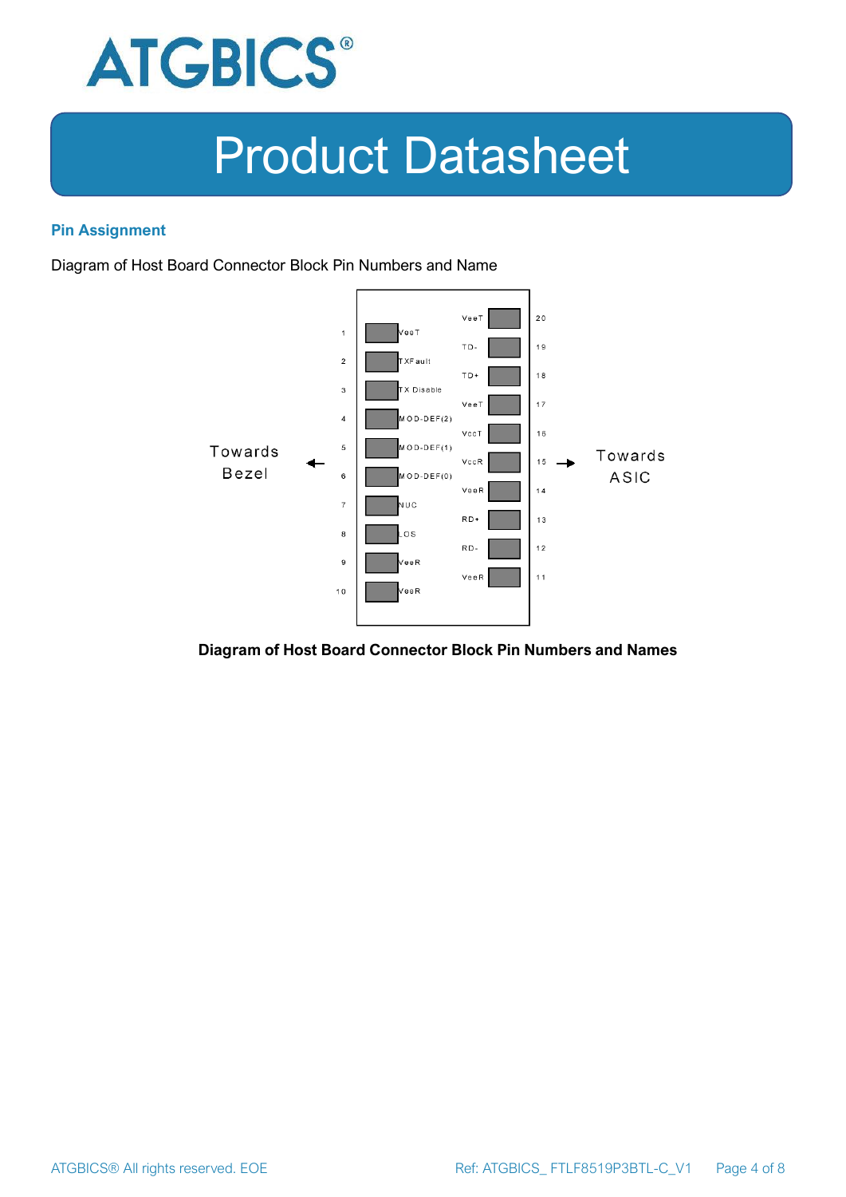## Pin Assignment

Diagram of Host Board Connector Block Pin Numbers and Name

| Pin | Name | Pin | Name |
|---|---|---|---|
| 1 | VeeT | 20 | VeeT |
| 2 | TXFault | 19 | TD- |
| 3 | TX Disable | 18 | TD+ |
| 4 | MOD-DEF(2) | 17 | VeeT |
| 5 | MOD-DEF(1) | 16 | VccT |
| 6 | MOD-DEF(0) | 15 | VccR |
| 7 | NUC | 14 | VeeR |
| 8 | LOS | 13 | RD+ |
| 9 | VeeR | 12 | RD- |
| 10 | VeeR | 11 | VeeR |

Towards Bezel ← (pins 1–10) | (pins 11–20) → Towards ASIC

**Diagram of Host Board Connector Block Pin Numbers and Names**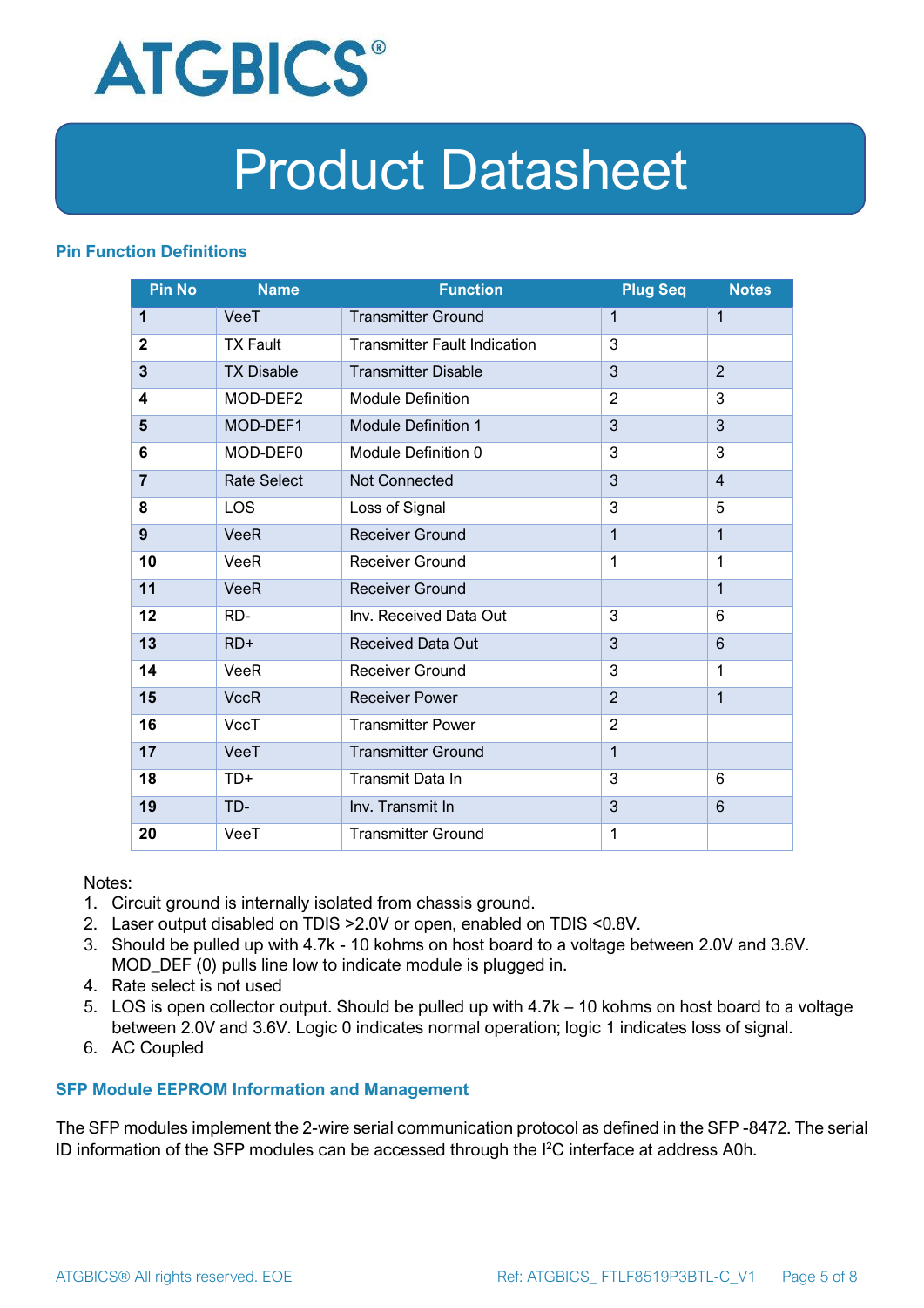## Pin Function Definitions

| Pin No | Name | Function | Plug Seq | Notes |
|---|---|---|---|---|
| **1** | VeeT | Transmitter Ground | 1 | 1 |
| **2** | TX Fault | Transmitter Fault Indication | 3 | |
| **3** | TX Disable | Transmitter Disable | 3 | 2 |
| **4** | MOD-DEF2 | Module Definition | 2 | 3 |
| **5** | MOD-DEF1 | Module Definition 1 | 3 | 3 |
| **6** | MOD-DEF0 | Module Definition 0 | 3 | 3 |
| **7** | Rate Select | Not Connected | 3 | 4 |
| **8** | LOS | Loss of Signal | 3 | 5 |
| **9** | VeeR | Receiver Ground | 1 | 1 |
| **10** | VeeR | Receiver Ground | 1 | 1 |
| **11** | VeeR | Receiver Ground | | 1 |
| **12** | RD- | Inv. Received Data Out | 3 | 6 |
| **13** | RD+ | Received Data Out | 3 | 6 |
| **14** | VeeR | Receiver Ground | 3 | 1 |
| **15** | VccR | Receiver Power | 2 | 1 |
| **16** | VccT | Transmitter Power | 2 | |
| **17** | VeeT | Transmitter Ground | 1 | |
| **18** | TD+ | Transmit Data In | 3 | 6 |
| **19** | TD- | Inv. Transmit In | 3 | 6 |
| **20** | VeeT | Transmitter Ground | 1 | |

Notes:

1. Circuit ground is internally isolated from chassis ground.
2. Laser output disabled on TDIS >2.0V or open, enabled on TDIS <0.8V.
3. Should be pulled up with 4.7k - 10 kohms on host board to a voltage between 2.0V and 3.6V. MOD_DEF (0) pulls line low to indicate module is plugged in.
4. Rate select is not used
5. LOS is open collector output. Should be pulled up with 4.7k – 10 kohms on host board to a voltage between 2.0V and 3.6V. Logic 0 indicates normal operation; logic 1 indicates loss of signal.
6. AC Coupled

## SFP Module EEPROM Information and Management

The SFP modules implement the 2-wire serial communication protocol as defined in the SFP -8472. The serial ID information of the SFP modules can be accessed through the I$^2$C interface at address A0h.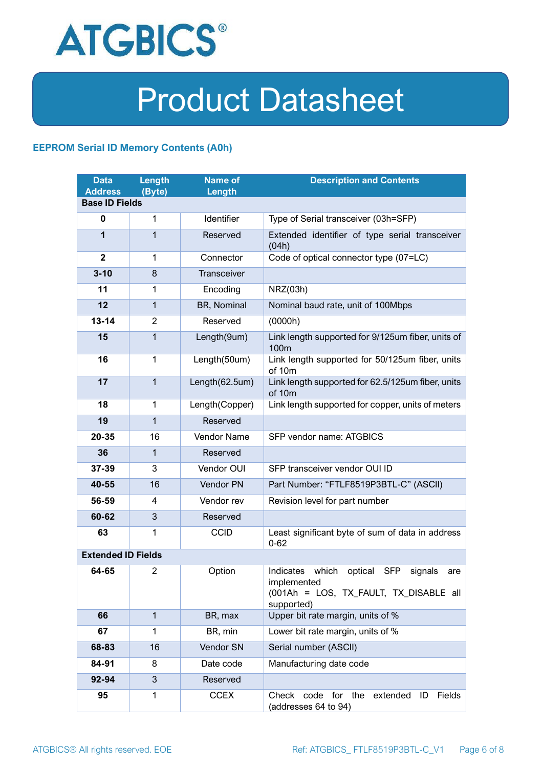## EEPROM Serial ID Memory Contents (A0h)

| Data Address | Length (Byte) | Name of Length | Description and Contents |
|---|---|---|---|
| **Base ID Fields** | | | |
| **0** | 1 | Identifier | Type of Serial transceiver (03h=SFP) |
| **1** | 1 | Reserved | Extended identifier of type serial transceiver (04h) |
| **2** | 1 | Connector | Code of optical connector type (07=LC) |
| **3-10** | 8 | Transceiver | |
| **11** | 1 | Encoding | NRZ(03h) |
| **12** | 1 | BR, Nominal | Nominal baud rate, unit of 100Mbps |
| **13-14** | 2 | Reserved | (0000h) |
| **15** | 1 | Length(9um) | Link length supported for 9/125um fiber, units of 100m |
| **16** | 1 | Length(50um) | Link length supported for 50/125um fiber, units of 10m |
| **17** | 1 | Length(62.5um) | Link length supported for 62.5/125um fiber, units of 10m |
| **18** | 1 | Length(Copper) | Link length supported for copper, units of meters |
| **19** | 1 | Reserved | |
| **20-35** | 16 | Vendor Name | SFP vendor name: ATGBICS |
| **36** | 1 | Reserved | |
| **37-39** | 3 | Vendor OUI | SFP transceiver vendor OUI ID |
| **40-55** | 16 | Vendor PN | Part Number: "FTLF8519P3BTL-C" (ASCII) |
| **56-59** | 4 | Vendor rev | Revision level for part number |
| **60-62** | 3 | Reserved | |
| **63** | 1 | CCID | Least significant byte of sum of data in address 0-62 |
| **Extended ID Fields** | | | |
| **64-65** | 2 | Option | Indicates which optical SFP signals are implemented (001Ah = LOS, TX_FAULT, TX_DISABLE all supported) |
| **66** | 1 | BR, max | Upper bit rate margin, units of % |
| **67** | 1 | BR, min | Lower bit rate margin, units of % |
| **68-83** | 16 | Vendor SN | Serial number (ASCII) |
| **84-91** | 8 | Date code | Manufacturing date code |
| **92-94** | 3 | Reserved | |
| **95** | 1 | CCEX | Check code for the extended ID Fields (addresses 64 to 94) |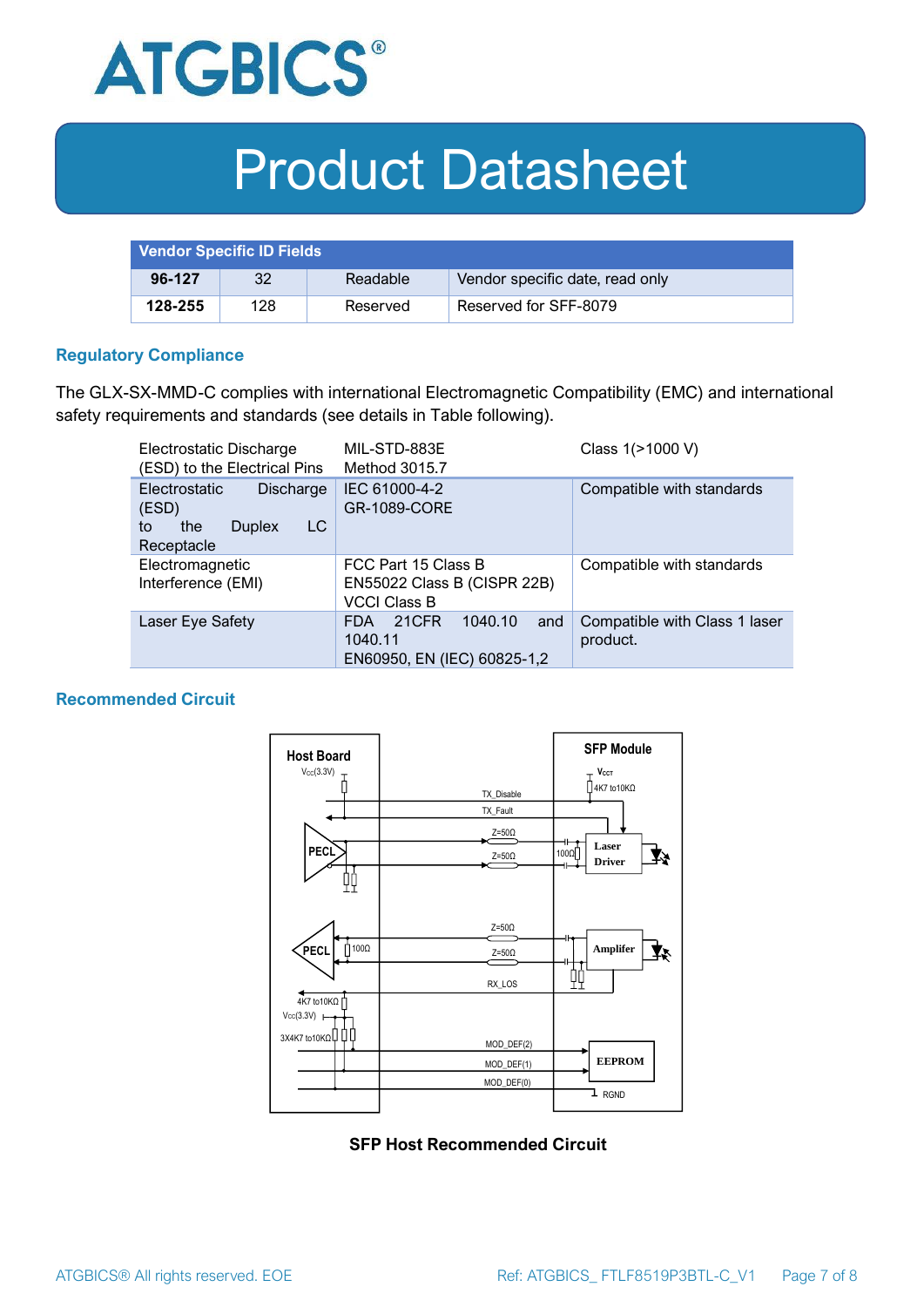| Vendor Specific ID Fields | | | |
|---|---|---|---|
| **96-127** | 32 | Readable | Vendor specific date, read only |
| **128-255** | 128 | Reserved | Reserved for SFF-8079 |

## Regulatory Compliance

The GLX-SX-MMD-C complies with international Electromagnetic Compatibility (EMC) and international safety requirements and standards (see details in Table following).

| Electrostatic Discharge (ESD) to the Electrical Pins | MIL-STD-883E Method 3015.7 | Class 1(>1000 V) |
|---|---|---|
| Electrostatic Discharge (ESD) to the Duplex LC Receptacle | IEC 61000-4-2 GR-1089-CORE | Compatible with standards |
| Electromagnetic Interference (EMI) | FCC Part 15 Class B EN55022 Class B (CISPR 22B) VCCI Class B | Compatible with standards |
| Laser Eye Safety | FDA 21CFR 1040.10 and 1040.11 EN60950, EN (IEC) 60825-1,2 | Compatible with Class 1 laser product. |

## Recommended Circuit

SFP Host Recommended Circuit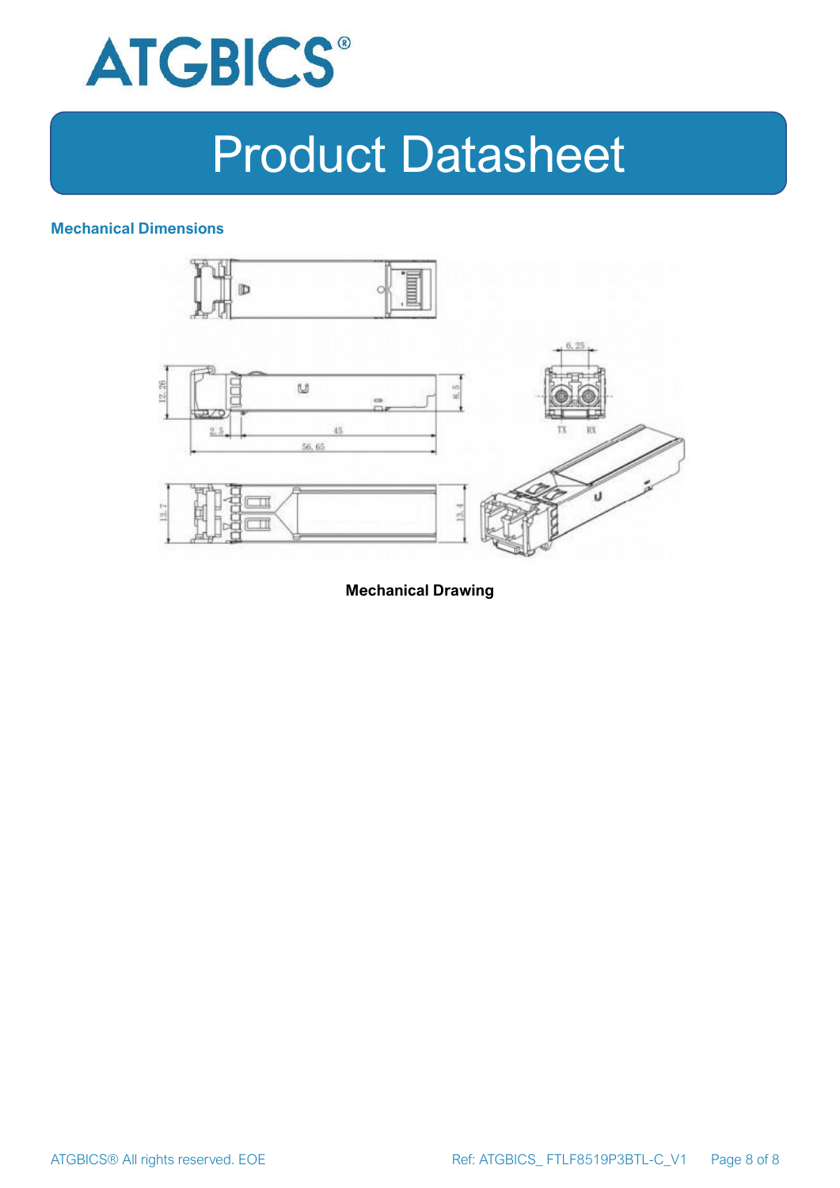### Mechanical Dimensions

6.25

12.26

8.5

2.5

45

56.65

TX RX

13.7

13.4

**Mechanical Drawing**